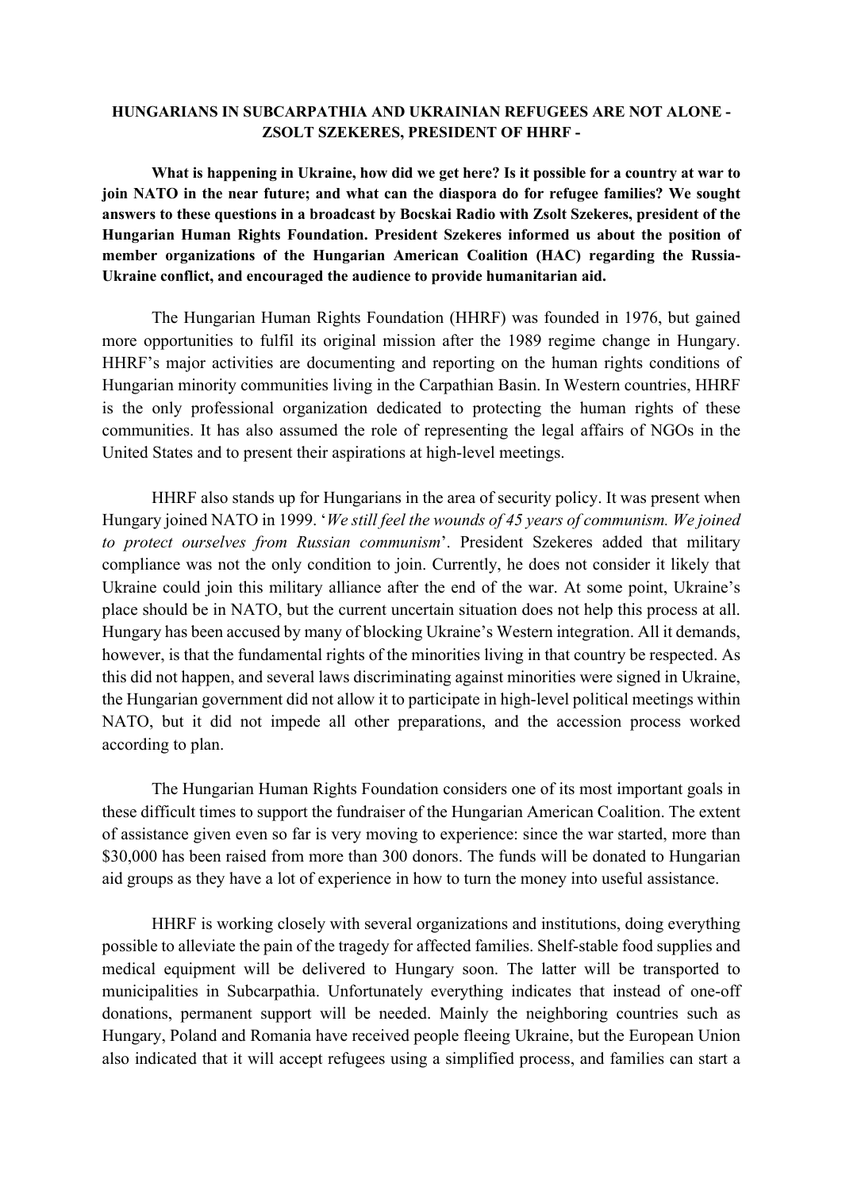# HUNGARIANS IN SUBCARPATHIA AND UKRAINIAN REFUGEES ARE NOT ALONE - ZSOLT SZEKERES, PRESIDENT OF HHRF -

**What is happening in Ukraine, how did we get here? Is it possible for a country at war to join NATO in the near future; and what can the diaspora do for refugee families? We sought answers to these questions in a broadcast by Bocskai Radio with Zsolt Szekeres, president of the Hungarian Human Rights Foundation. President Szekeres informed us about the position of member organizations of the Hungarian American Coalition (HAC) regarding the Russia-Ukraine conflict, and encouraged the audience to provide humanitarian aid.**

The Hungarian Human Rights Foundation (HHRF) was founded in 1976, but gained more opportunities to fulfil its original mission after the 1989 regime change in Hungary. HHRF's major activities are documenting and reporting on the human rights conditions of Hungarian minority communities living in the Carpathian Basin. In Western countries, HHRF is the only professional organization dedicated to protecting the human rights of these communities. It has also assumed the role of representing the legal affairs of NGOs in the United States and to present their aspirations at high-level meetings.

HHRF also stands up for Hungarians in the area of security policy. It was present when Hungary joined NATO in 1999. '*We still feel the wounds of 45 years of communism. We joined to protect ourselves from Russian communism*'. President Szekeres added that military compliance was not the only condition to join. Currently, he does not consider it likely that Ukraine could join this military alliance after the end of the war. At some point, Ukraine's place should be in NATO, but the current uncertain situation does not help this process at all. Hungary has been accused by many of blocking Ukraine's Western integration. All it demands, however, is that the fundamental rights of the minorities living in that country be respected. As this did not happen, and several laws discriminating against minorities were signed in Ukraine, the Hungarian government did not allow it to participate in high-level political meetings within NATO, but it did not impede all other preparations, and the accession process worked according to plan.

The Hungarian Human Rights Foundation considers one of its most important goals in these difficult times to support the fundraiser of the Hungarian American Coalition. The extent of assistance given even so far is very moving to experience: since the war started, more than $30,000 has been raised from more than 300 donors. The funds will be donated to Hungarian aid groups as they have a lot of experience in how to turn the money into useful assistance.

HHRF is working closely with several organizations and institutions, doing everything possible to alleviate the pain of the tragedy for affected families. Shelf-stable food supplies and medical equipment will be delivered to Hungary soon. The latter will be transported to municipalities in Subcarpathia. Unfortunately everything indicates that instead of one-off donations, permanent support will be needed. Mainly the neighboring countries such as Hungary, Poland and Romania have received people fleeing Ukraine, but the European Union also indicated that it will accept refugees using a simplified process, and families can start a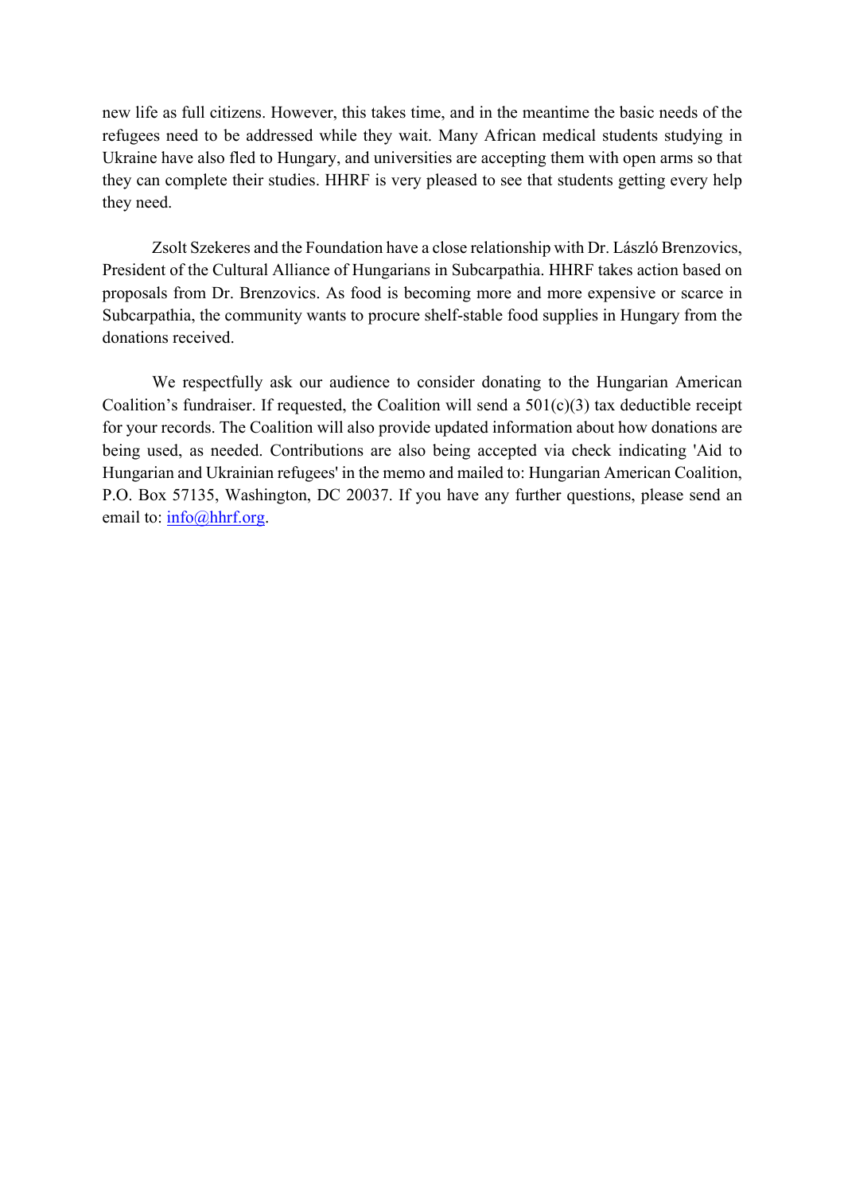new life as full citizens. However, this takes time, and in the meantime the basic needs of the refugees need to be addressed while they wait. Many African medical students studying in Ukraine have also fled to Hungary, and universities are accepting them with open arms so that they can complete their studies. HHRF is very pleased to see that students getting every help they need.

Zsolt Szekeres and the Foundation have a close relationship with Dr. László Brenzovics, President of the Cultural Alliance of Hungarians in Subcarpathia. HHRF takes action based on proposals from Dr. Brenzovics. As food is becoming more and more expensive or scarce in Subcarpathia, the community wants to procure shelf-stable food supplies in Hungary from the donations received.

We respectfully ask our audience to consider donating to the Hungarian American Coalition's fundraiser. If requested, the Coalition will send a 501(c)(3) tax deductible receipt for your records. The Coalition will also provide updated information about how donations are being used, as needed. Contributions are also being accepted via check indicating 'Aid to Hungarian and Ukrainian refugees' in the memo and mailed to: Hungarian American Coalition, P.O. Box 57135, Washington, DC 20037. If you have any further questions, please send an email to: info@hhrf.org.